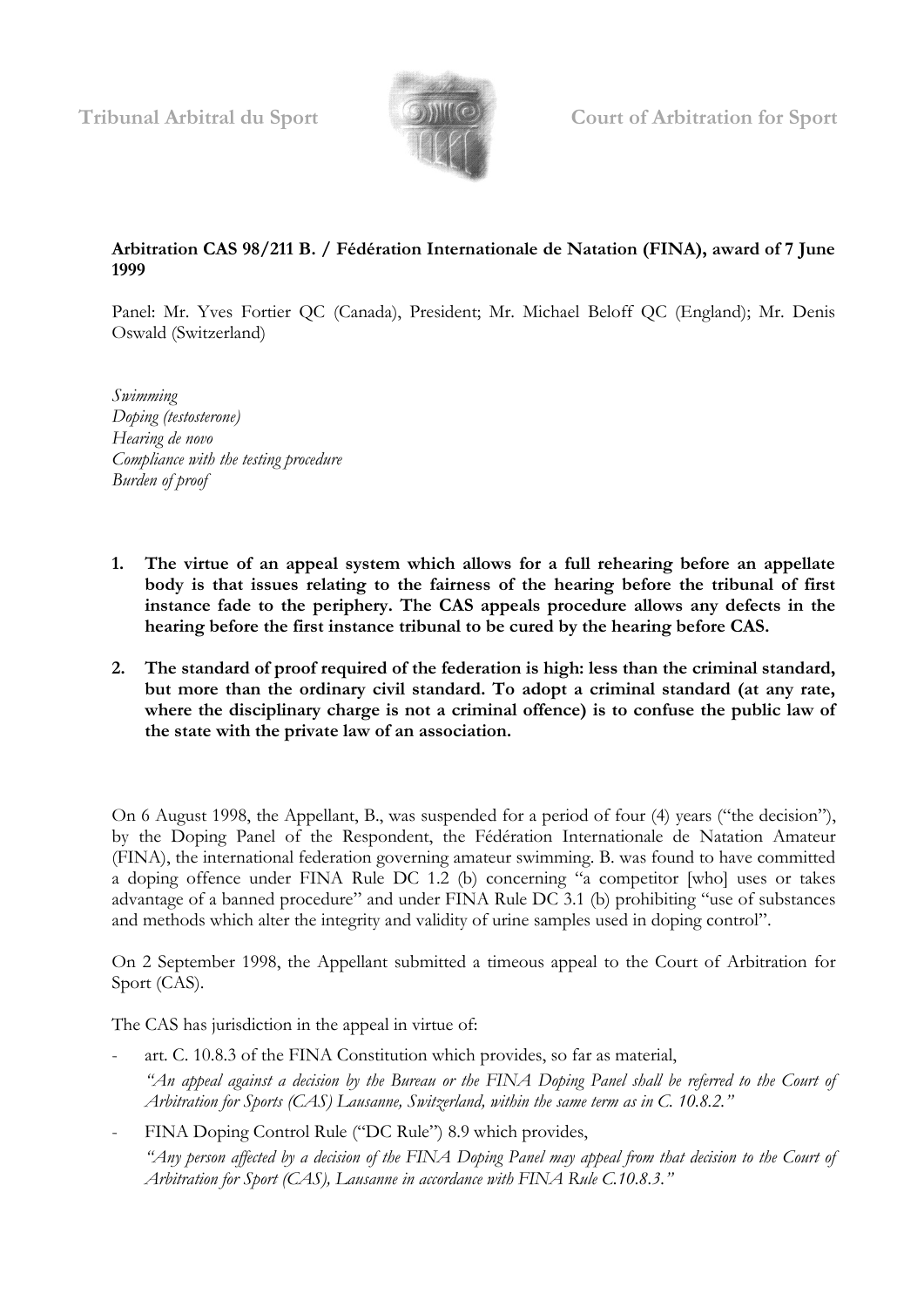Tribunal Arbitral du Sport — Court of Arbitration for Sport

**Arbitration CAS 98/211 B. / Fédération Internationale de Natation (FINA), award of 7 June 1999**

Panel: Mr. Yves Fortier QC (Canada), President; Mr. Michael Beloff QC (England); Mr. Denis Oswald (Switzerland)

*Swimming*
*Doping (testosterone)*
*Hearing de novo*
*Compliance with the testing procedure*
*Burden of proof*

1. **The virtue of an appeal system which allows for a full rehearing before an appellate body is that issues relating to the fairness of the hearing before the tribunal of first instance fade to the periphery. The CAS appeals procedure allows any defects in the hearing before the first instance tribunal to be cured by the hearing before CAS.**

2. **The standard of proof required of the federation is high: less than the criminal standard, but more than the ordinary civil standard. To adopt a criminal standard (at any rate, where the disciplinary charge is not a criminal offence) is to confuse the public law of the state with the private law of an association.**

On 6 August 1998, the Appellant, B., was suspended for a period of four (4) years ("the decision"), by the Doping Panel of the Respondent, the Fédération Internationale de Natation Amateur (FINA), the international federation governing amateur swimming. B. was found to have committed a doping offence under FINA Rule DC 1.2 (b) concerning "a competitor [who] uses or takes advantage of a banned procedure" and under FINA Rule DC 3.1 (b) prohibiting "use of substances and methods which alter the integrity and validity of urine samples used in doping control".

On 2 September 1998, the Appellant submitted a timeous appeal to the Court of Arbitration for Sport (CAS).

The CAS has jurisdiction in the appeal in virtue of:

- art. C. 10.8.3 of the FINA Constitution which provides, so far as material,

  *"An appeal against a decision by the Bureau or the FINA Doping Panel shall be referred to the Court of Arbitration for Sports (CAS) Lausanne, Switzerland, within the same term as in C. 10.8.2."*

- FINA Doping Control Rule ("DC Rule") 8.9 which provides,

  *"Any person affected by a decision of the FINA Doping Panel may appeal from that decision to the Court of Arbitration for Sport (CAS), Lausanne in accordance with FINA Rule C.10.8.3."*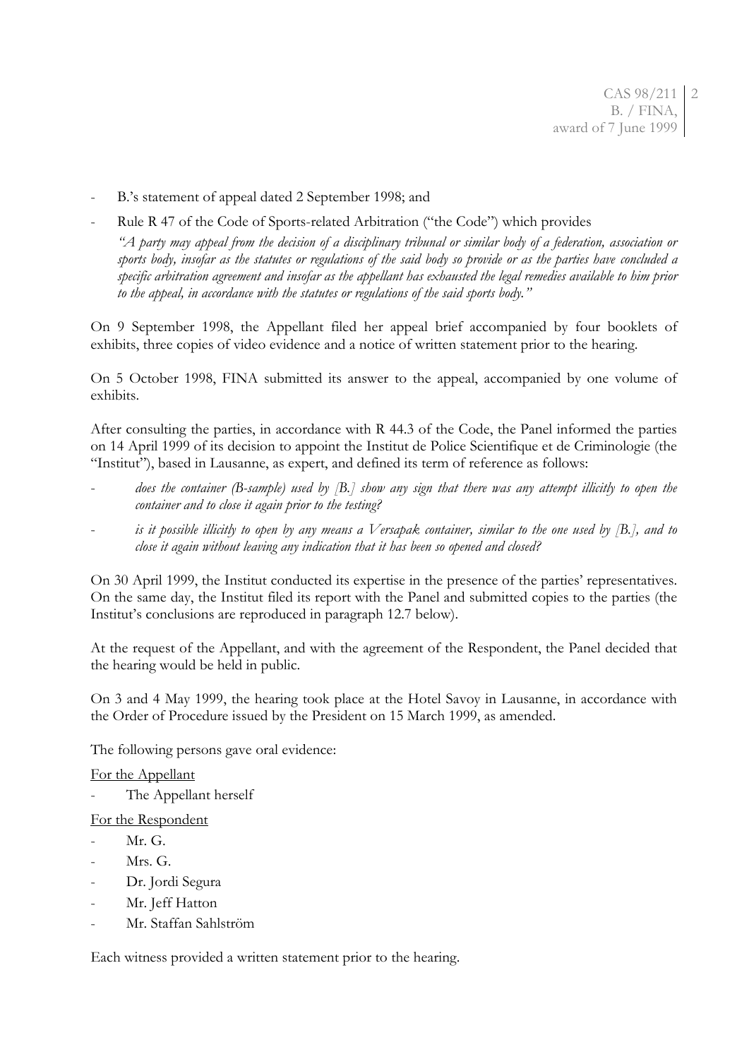- B.'s statement of appeal dated 2 September 1998; and
- Rule R 47 of the Code of Sports-related Arbitration ("the Code") which provides

  *"A party may appeal from the decision of a disciplinary tribunal or similar body of a federation, association or sports body, insofar as the statutes or regulations of the said body so provide or as the parties have concluded a specific arbitration agreement and insofar as the appellant has exhausted the legal remedies available to him prior to the appeal, in accordance with the statutes or regulations of the said sports body."*

On 9 September 1998, the Appellant filed her appeal brief accompanied by four booklets of exhibits, three copies of video evidence and a notice of written statement prior to the hearing.

On 5 October 1998, FINA submitted its answer to the appeal, accompanied by one volume of exhibits.

After consulting the parties, in accordance with R 44.3 of the Code, the Panel informed the parties on 14 April 1999 of its decision to appoint the Institut de Police Scientifique et de Criminologie (the "Institut"), based in Lausanne, as expert, and defined its term of reference as follows:

- *does the container (B-sample) used by [B.] show any sign that there was any attempt illicitly to open the container and to close it again prior to the testing?*
- *is it possible illicitly to open by any means a Versapak container, similar to the one used by [B.], and to close it again without leaving any indication that it has been so opened and closed?*

On 30 April 1999, the Institut conducted its expertise in the presence of the parties' representatives. On the same day, the Institut filed its report with the Panel and submitted copies to the parties (the Institut's conclusions are reproduced in paragraph 12.7 below).

At the request of the Appellant, and with the agreement of the Respondent, the Panel decided that the hearing would be held in public.

On 3 and 4 May 1999, the hearing took place at the Hotel Savoy in Lausanne, in accordance with the Order of Procedure issued by the President on 15 March 1999, as amended.

The following persons gave oral evidence:

For the Appellant

- The Appellant herself

For the Respondent

- Mr. G.
- Mrs. G.
- Dr. Jordi Segura
- Mr. Jeff Hatton
- Mr. Staffan Sahlström

Each witness provided a written statement prior to the hearing.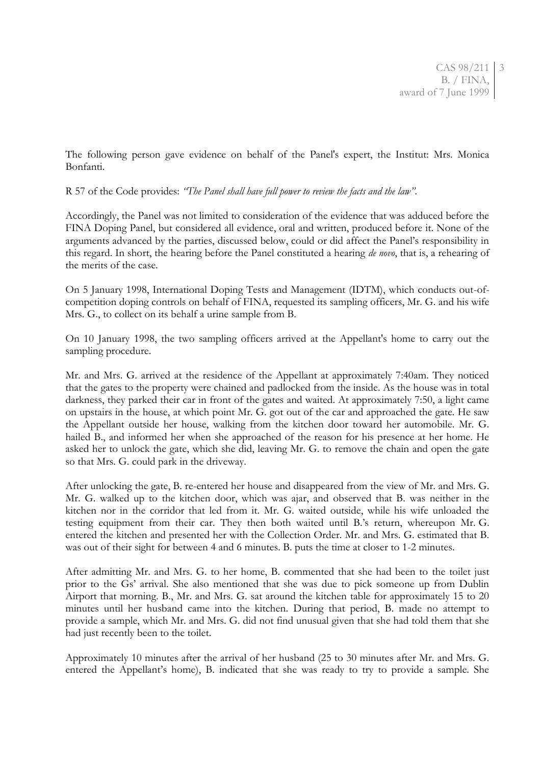The following person gave evidence on behalf of the Panel's expert, the Institut: Mrs. Monica Bonfanti.

R 57 of the Code provides: *"The Panel shall have full power to review the facts and the law"*.

Accordingly, the Panel was not limited to consideration of the evidence that was adduced before the FINA Doping Panel, but considered all evidence, oral and written, produced before it. None of the arguments advanced by the parties, discussed below, could or did affect the Panel's responsibility in this regard. In short, the hearing before the Panel constituted a hearing *de novo*, that is, a rehearing of the merits of the case.

On 5 January 1998, International Doping Tests and Management (IDTM), which conducts out-of-competition doping controls on behalf of FINA, requested its sampling officers, Mr. G. and his wife Mrs. G., to collect on its behalf a urine sample from B.

On 10 January 1998, the two sampling officers arrived at the Appellant's home to carry out the sampling procedure.

Mr. and Mrs. G. arrived at the residence of the Appellant at approximately 7:40am. They noticed that the gates to the property were chained and padlocked from the inside. As the house was in total darkness, they parked their car in front of the gates and waited. At approximately 7:50, a light came on upstairs in the house, at which point Mr. G. got out of the car and approached the gate. He saw the Appellant outside her house, walking from the kitchen door toward her automobile. Mr. G. hailed B., and informed her when she approached of the reason for his presence at her home. He asked her to unlock the gate, which she did, leaving Mr. G. to remove the chain and open the gate so that Mrs. G. could park in the driveway.

After unlocking the gate, B. re-entered her house and disappeared from the view of Mr. and Mrs. G. Mr. G. walked up to the kitchen door, which was ajar, and observed that B. was neither in the kitchen nor in the corridor that led from it. Mr. G. waited outside, while his wife unloaded the testing equipment from their car. They then both waited until B.'s return, whereupon Mr. G. entered the kitchen and presented her with the Collection Order. Mr. and Mrs. G. estimated that B. was out of their sight for between 4 and 6 minutes. B. puts the time at closer to 1-2 minutes.

After admitting Mr. and Mrs. G. to her home, B. commented that she had been to the toilet just prior to the Gs' arrival. She also mentioned that she was due to pick someone up from Dublin Airport that morning. B., Mr. and Mrs. G. sat around the kitchen table for approximately 15 to 20 minutes until her husband came into the kitchen. During that period, B. made no attempt to provide a sample, which Mr. and Mrs. G. did not find unusual given that she had told them that she had just recently been to the toilet.

Approximately 10 minutes after the arrival of her husband (25 to 30 minutes after Mr. and Mrs. G. entered the Appellant's home), B. indicated that she was ready to try to provide a sample. She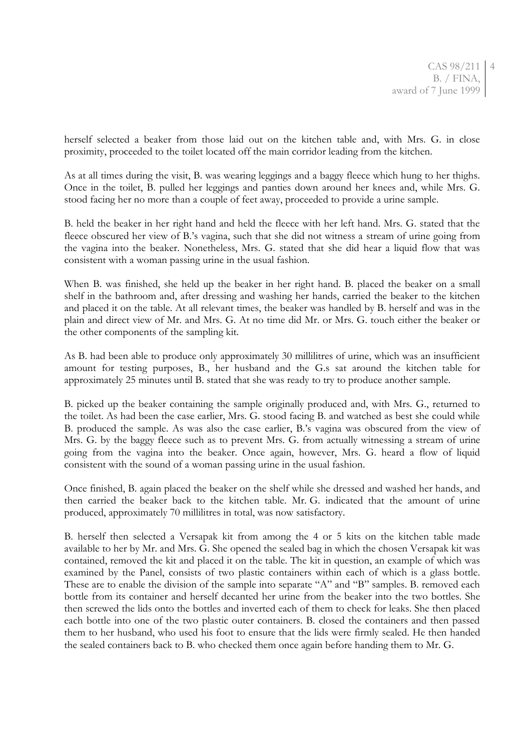herself selected a beaker from those laid out on the kitchen table and, with Mrs. G. in close proximity, proceeded to the toilet located off the main corridor leading from the kitchen.

As at all times during the visit, B. was wearing leggings and a baggy fleece which hung to her thighs. Once in the toilet, B. pulled her leggings and panties down around her knees and, while Mrs. G. stood facing her no more than a couple of feet away, proceeded to provide a urine sample.

B. held the beaker in her right hand and held the fleece with her left hand. Mrs. G. stated that the fleece obscured her view of B.'s vagina, such that she did not witness a stream of urine going from the vagina into the beaker. Nonetheless, Mrs. G. stated that she did hear a liquid flow that was consistent with a woman passing urine in the usual fashion.

When B. was finished, she held up the beaker in her right hand. B. placed the beaker on a small shelf in the bathroom and, after dressing and washing her hands, carried the beaker to the kitchen and placed it on the table. At all relevant times, the beaker was handled by B. herself and was in the plain and direct view of Mr. and Mrs. G. At no time did Mr. or Mrs. G. touch either the beaker or the other components of the sampling kit.

As B. had been able to produce only approximately 30 millilitres of urine, which was an insufficient amount for testing purposes, B., her husband and the G.s sat around the kitchen table for approximately 25 minutes until B. stated that she was ready to try to produce another sample.

B. picked up the beaker containing the sample originally produced and, with Mrs. G., returned to the toilet. As had been the case earlier, Mrs. G. stood facing B. and watched as best she could while B. produced the sample. As was also the case earlier, B.'s vagina was obscured from the view of Mrs. G. by the baggy fleece such as to prevent Mrs. G. from actually witnessing a stream of urine going from the vagina into the beaker. Once again, however, Mrs. G. heard a flow of liquid consistent with the sound of a woman passing urine in the usual fashion.

Once finished, B. again placed the beaker on the shelf while she dressed and washed her hands, and then carried the beaker back to the kitchen table. Mr. G. indicated that the amount of urine produced, approximately 70 millilitres in total, was now satisfactory.

B. herself then selected a Versapak kit from among the 4 or 5 kits on the kitchen table made available to her by Mr. and Mrs. G. She opened the sealed bag in which the chosen Versapak kit was contained, removed the kit and placed it on the table. The kit in question, an example of which was examined by the Panel, consists of two plastic containers within each of which is a glass bottle. These are to enable the division of the sample into separate "A" and "B" samples. B. removed each bottle from its container and herself decanted her urine from the beaker into the two bottles. She then screwed the lids onto the bottles and inverted each of them to check for leaks. She then placed each bottle into one of the two plastic outer containers. B. closed the containers and then passed them to her husband, who used his foot to ensure that the lids were firmly sealed. He then handed the sealed containers back to B. who checked them once again before handing them to Mr. G.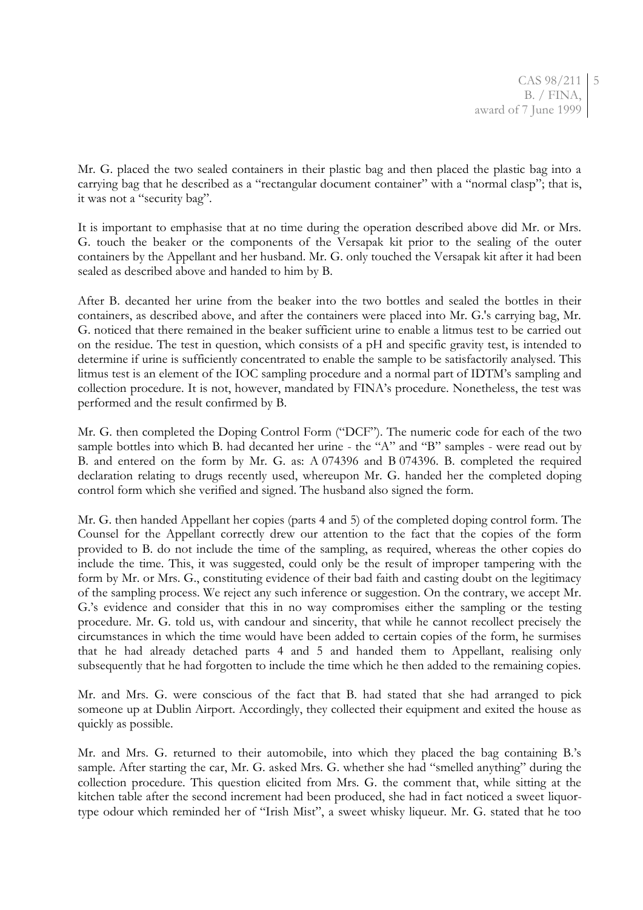Mr. G. placed the two sealed containers in their plastic bag and then placed the plastic bag into a carrying bag that he described as a "rectangular document container" with a "normal clasp"; that is, it was not a "security bag".

It is important to emphasise that at no time during the operation described above did Mr. or Mrs. G. touch the beaker or the components of the Versapak kit prior to the sealing of the outer containers by the Appellant and her husband. Mr. G. only touched the Versapak kit after it had been sealed as described above and handed to him by B.

After B. decanted her urine from the beaker into the two bottles and sealed the bottles in their containers, as described above, and after the containers were placed into Mr. G.'s carrying bag, Mr. G. noticed that there remained in the beaker sufficient urine to enable a litmus test to be carried out on the residue. The test in question, which consists of a pH and specific gravity test, is intended to determine if urine is sufficiently concentrated to enable the sample to be satisfactorily analysed. This litmus test is an element of the IOC sampling procedure and a normal part of IDTM's sampling and collection procedure. It is not, however, mandated by FINA's procedure. Nonetheless, the test was performed and the result confirmed by B.

Mr. G. then completed the Doping Control Form ("DCF"). The numeric code for each of the two sample bottles into which B. had decanted her urine - the "A" and "B" samples - were read out by B. and entered on the form by Mr. G. as: A 074396 and B 074396. B. completed the required declaration relating to drugs recently used, whereupon Mr. G. handed her the completed doping control form which she verified and signed. The husband also signed the form.

Mr. G. then handed Appellant her copies (parts 4 and 5) of the completed doping control form. The Counsel for the Appellant correctly drew our attention to the fact that the copies of the form provided to B. do not include the time of the sampling, as required, whereas the other copies do include the time. This, it was suggested, could only be the result of improper tampering with the form by Mr. or Mrs. G., constituting evidence of their bad faith and casting doubt on the legitimacy of the sampling process. We reject any such inference or suggestion. On the contrary, we accept Mr. G.'s evidence and consider that this in no way compromises either the sampling or the testing procedure. Mr. G. told us, with candour and sincerity, that while he cannot recollect precisely the circumstances in which the time would have been added to certain copies of the form, he surmises that he had already detached parts 4 and 5 and handed them to Appellant, realising only subsequently that he had forgotten to include the time which he then added to the remaining copies.

Mr. and Mrs. G. were conscious of the fact that B. had stated that she had arranged to pick someone up at Dublin Airport. Accordingly, they collected their equipment and exited the house as quickly as possible.

Mr. and Mrs. G. returned to their automobile, into which they placed the bag containing B.'s sample. After starting the car, Mr. G. asked Mrs. G. whether she had "smelled anything" during the collection procedure. This question elicited from Mrs. G. the comment that, while sitting at the kitchen table after the second increment had been produced, she had in fact noticed a sweet liquor-type odour which reminded her of "Irish Mist", a sweet whisky liqueur. Mr. G. stated that he too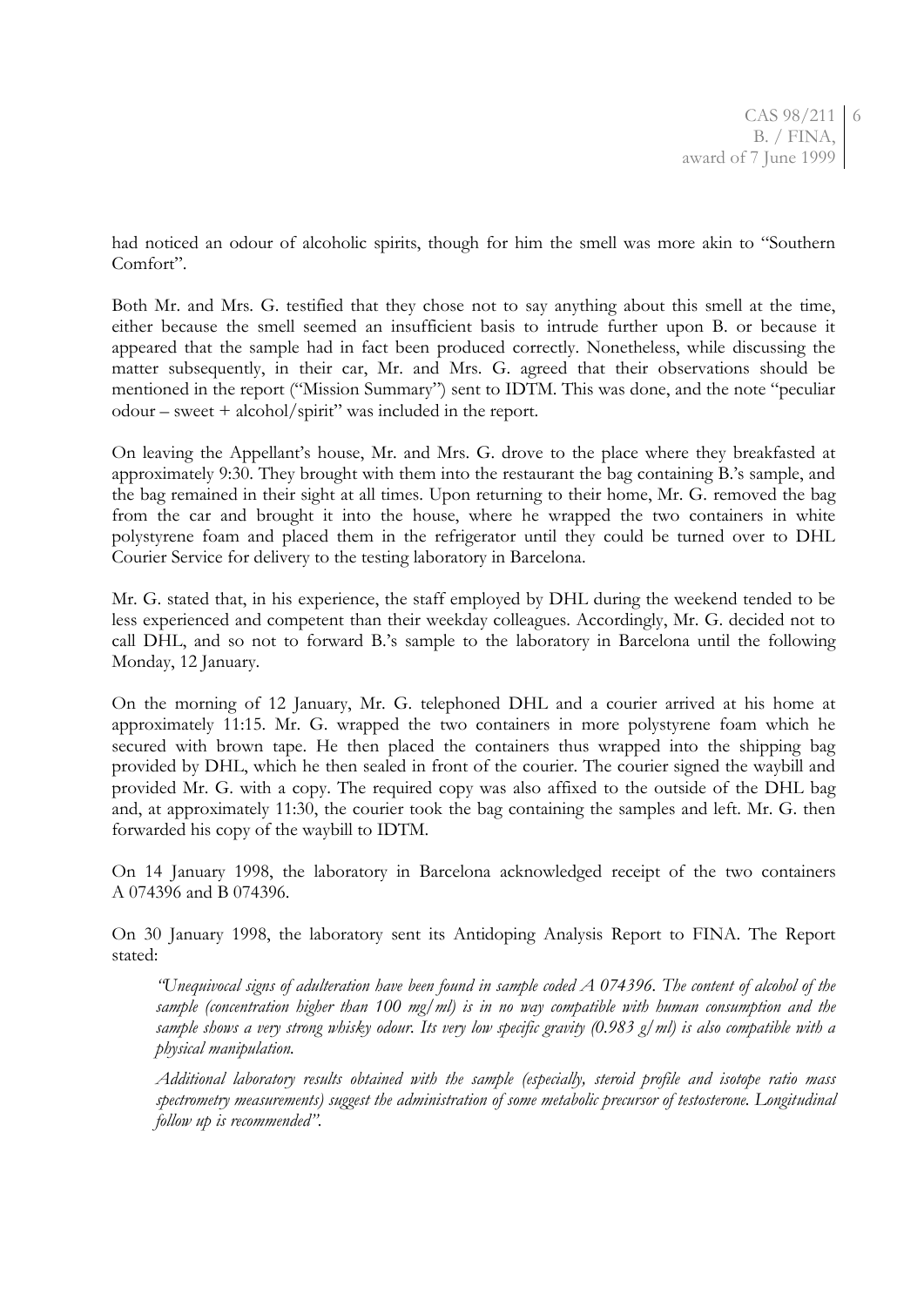had noticed an odour of alcoholic spirits, though for him the smell was more akin to "Southern Comfort".

Both Mr. and Mrs. G. testified that they chose not to say anything about this smell at the time, either because the smell seemed an insufficient basis to intrude further upon B. or because it appeared that the sample had in fact been produced correctly. Nonetheless, while discussing the matter subsequently, in their car, Mr. and Mrs. G. agreed that their observations should be mentioned in the report ("Mission Summary") sent to IDTM. This was done, and the note "peculiar odour – sweet + alcohol/spirit" was included in the report.

On leaving the Appellant's house, Mr. and Mrs. G. drove to the place where they breakfasted at approximately 9:30. They brought with them into the restaurant the bag containing B.'s sample, and the bag remained in their sight at all times. Upon returning to their home, Mr. G. removed the bag from the car and brought it into the house, where he wrapped the two containers in white polystyrene foam and placed them in the refrigerator until they could be turned over to DHL Courier Service for delivery to the testing laboratory in Barcelona.

Mr. G. stated that, in his experience, the staff employed by DHL during the weekend tended to be less experienced and competent than their weekday colleagues. Accordingly, Mr. G. decided not to call DHL, and so not to forward B.'s sample to the laboratory in Barcelona until the following Monday, 12 January.

On the morning of 12 January, Mr. G. telephoned DHL and a courier arrived at his home at approximately 11:15. Mr. G. wrapped the two containers in more polystyrene foam which he secured with brown tape. He then placed the containers thus wrapped into the shipping bag provided by DHL, which he then sealed in front of the courier. The courier signed the waybill and provided Mr. G. with a copy. The required copy was also affixed to the outside of the DHL bag and, at approximately 11:30, the courier took the bag containing the samples and left. Mr. G. then forwarded his copy of the waybill to IDTM.

On 14 January 1998, the laboratory in Barcelona acknowledged receipt of the two containers A 074396 and B 074396.

On 30 January 1998, the laboratory sent its Antidoping Analysis Report to FINA. The Report stated:

> *"Unequivocal signs of adulteration have been found in sample coded A 074396. The content of alcohol of the sample (concentration higher than 100 mg/ml) is in no way compatible with human consumption and the sample shows a very strong whisky odour. Its very low specific gravity (0.983 g/ml) is also compatible with a physical manipulation.*
>
> *Additional laboratory results obtained with the sample (especially, steroid profile and isotope ratio mass spectrometry measurements) suggest the administration of some metabolic precursor of testosterone. Longitudinal follow up is recommended".*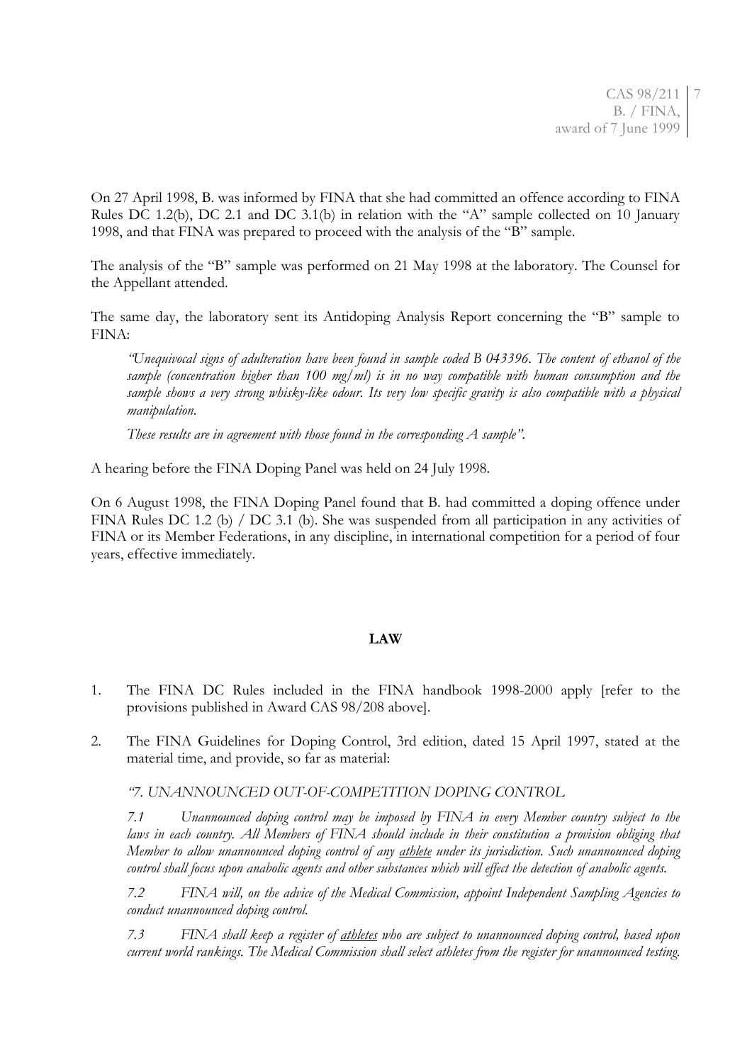On 27 April 1998, B. was informed by FINA that she had committed an offence according to FINA Rules DC 1.2(b), DC 2.1 and DC 3.1(b) in relation with the "A" sample collected on 10 January 1998, and that FINA was prepared to proceed with the analysis of the "B" sample.

The analysis of the "B" sample was performed on 21 May 1998 at the laboratory. The Counsel for the Appellant attended.

The same day, the laboratory sent its Antidoping Analysis Report concerning the "B" sample to FINA:

> *"Unequivocal signs of adulteration have been found in sample coded B 043396. The content of ethanol of the sample (concentration higher than 100 mg/ml) is in no way compatible with human consumption and the sample shows a very strong whisky-like odour. Its very low specific gravity is also compatible with a physical manipulation.*
>
> *These results are in agreement with those found in the corresponding A sample".*

A hearing before the FINA Doping Panel was held on 24 July 1998.

On 6 August 1998, the FINA Doping Panel found that B. had committed a doping offence under FINA Rules DC 1.2 (b) / DC 3.1 (b). She was suspended from all participation in any activities of FINA or its Member Federations, in any discipline, in international competition for a period of four years, effective immediately.

**LAW**

1. The FINA DC Rules included in the FINA handbook 1998-2000 apply [refer to the provisions published in Award CAS 98/208 above].

2. The FINA Guidelines for Doping Control, 3rd edition, dated 15 April 1997, stated at the material time, and provide, so far as material:

   *"7. UNANNOUNCED OUT-OF-COMPETITION DOPING CONTROL*

   *7.1 Unannounced doping control may be imposed by FINA in every Member country subject to the laws in each country. All Members of FINA should include in their constitution a provision obliging that Member to allow unannounced doping control of any athlete under its jurisdiction. Such unannounced doping control shall focus upon anabolic agents and other substances which will effect the detection of anabolic agents.*

   *7.2 FINA will, on the advice of the Medical Commission, appoint Independent Sampling Agencies to conduct unannounced doping control.*

   *7.3 FINA shall keep a register of athletes who are subject to unannounced doping control, based upon current world rankings. The Medical Commission shall select athletes from the register for unannounced testing.*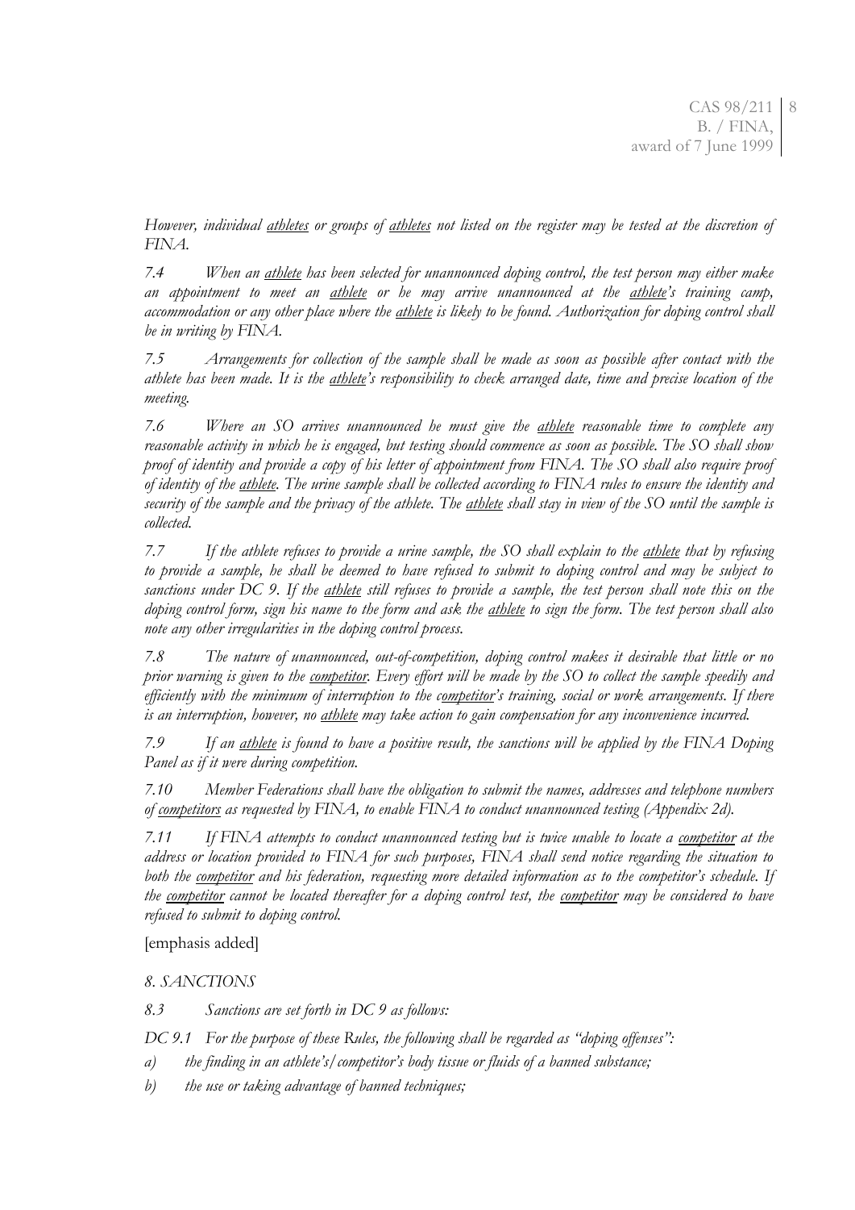*However, individual <u>athletes</u> or groups of <u>athletes</u> not listed on the register may be tested at the discretion of FINA.*

*7.4 When an <u>athlete</u> has been selected for unannounced doping control, the test person may either make an appointment to meet an <u>athlete</u> or he may arrive unannounced at the <u>athlete</u>'s training camp, accommodation or any other place where the <u>athlete</u> is likely to be found. Authorization for doping control shall be in writing by FINA.*

*7.5 Arrangements for collection of the sample shall be made as soon as possible after contact with the athlete has been made. It is the <u>athlete</u>'s responsibility to check arranged date, time and precise location of the meeting.*

*7.6 Where an SO arrives unannounced he must give the <u>athlete</u> reasonable time to complete any reasonable activity in which he is engaged, but testing should commence as soon as possible. The SO shall show proof of identity and provide a copy of his letter of appointment from FINA. The SO shall also require proof of identity of the <u>athlete</u>. The urine sample shall be collected according to FINA rules to ensure the identity and security of the sample and the privacy of the athlete. The <u>athlete</u> shall stay in view of the SO until the sample is collected.*

*7.7 If the athlete refuses to provide a urine sample, the SO shall explain to the <u>athlete</u> that by refusing to provide a sample, he shall be deemed to have refused to submit to doping control and may be subject to sanctions under DC 9. If the <u>athlete</u> still refuses to provide a sample, the test person shall note this on the doping control form, sign his name to the form and ask the <u>athlete</u> to sign the form. The test person shall also note any other irregularities in the doping control process.*

*7.8 The nature of unannounced, out-of-competition, doping control makes it desirable that little or no prior warning is given to the <u>competitor</u>. Every effort will be made by the SO to collect the sample speedily and efficiently with the minimum of interruption to the <u>competitor</u>'s training, social or work arrangements. If there is an interruption, however, no <u>athlete</u> may take action to gain compensation for any inconvenience incurred.*

*7.9 If an <u>athlete</u> is found to have a positive result, the sanctions will be applied by the FINA Doping Panel as if it were during competition.*

*7.10 Member Federations shall have the obligation to submit the names, addresses and telephone numbers of <u>competitors</u> as requested by FINA, to enable FINA to conduct unannounced testing (Appendix 2d).*

*7.11 If FINA attempts to conduct unannounced testing but is twice unable to locate a <u>competitor</u> at the address or location provided to FINA for such purposes, FINA shall send notice regarding the situation to both the <u>competitor</u> and his federation, requesting more detailed information as to the competitor's schedule. If the <u>competitor</u> cannot be located thereafter for a doping control test, the <u>competitor</u> may be considered to have refused to submit to doping control.*

[emphasis added]

*8. SANCTIONS*

*8.3 Sanctions are set forth in DC 9 as follows:*

*DC 9.1 For the purpose of these Rules, the following shall be regarded as "doping offenses":*

*a) the finding in an athlete's/competitor's body tissue or fluids of a banned substance;*

*b) the use or taking advantage of banned techniques;*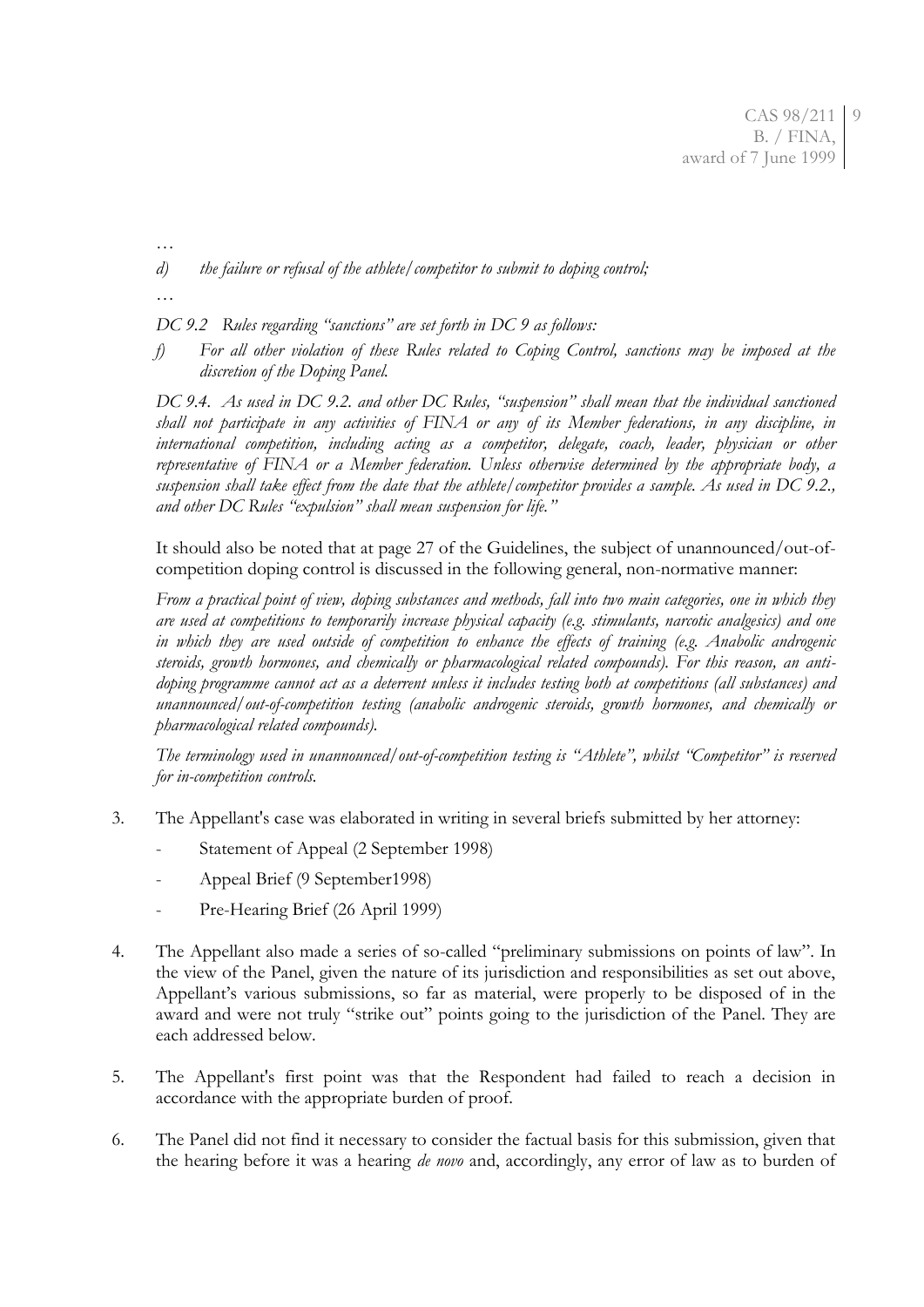…

*d) the failure or refusal of the athlete/competitor to submit to doping control;*

…

*DC 9.2 Rules regarding "sanctions" are set forth in DC 9 as follows:*

*f) For all other violation of these Rules related to Coping Control, sanctions may be imposed at the discretion of the Doping Panel.*

*DC 9.4. As used in DC 9.2. and other DC Rules, "suspension" shall mean that the individual sanctioned shall not participate in any activities of FINA or any of its Member federations, in any discipline, in international competition, including acting as a competitor, delegate, coach, leader, physician or other representative of FINA or a Member federation. Unless otherwise determined by the appropriate body, a suspension shall take effect from the date that the athlete/competitor provides a sample. As used in DC 9.2., and other DC Rules "expulsion" shall mean suspension for life."*

It should also be noted that at page 27 of the Guidelines, the subject of unannounced/out-of-competition doping control is discussed in the following general, non-normative manner:

*From a practical point of view, doping substances and methods, fall into two main categories, one in which they are used at competitions to temporarily increase physical capacity (e.g. stimulants, narcotic analgesics) and one in which they are used outside of competition to enhance the effects of training (e.g. Anabolic androgenic steroids, growth hormones, and chemically or pharmacological related compounds). For this reason, an anti-doping programme cannot act as a deterrent unless it includes testing both at competitions (all substances) and unannounced/out-of-competition testing (anabolic androgenic steroids, growth hormones, and chemically or pharmacological related compounds).*

*The terminology used in unannounced/out-of-competition testing is "Athlete", whilst "Competitor" is reserved for in-competition controls.*

3. The Appellant's case was elaborated in writing in several briefs submitted by her attorney:
   - Statement of Appeal (2 September 1998)
   - Appeal Brief (9 September1998)
   - Pre-Hearing Brief (26 April 1999)

4. The Appellant also made a series of so-called "preliminary submissions on points of law". In the view of the Panel, given the nature of its jurisdiction and responsibilities as set out above, Appellant's various submissions, so far as material, were properly to be disposed of in the award and were not truly "strike out" points going to the jurisdiction of the Panel. They are each addressed below.

5. The Appellant's first point was that the Respondent had failed to reach a decision in accordance with the appropriate burden of proof.

6. The Panel did not find it necessary to consider the factual basis for this submission, given that the hearing before it was a hearing *de novo* and, accordingly, any error of law as to burden of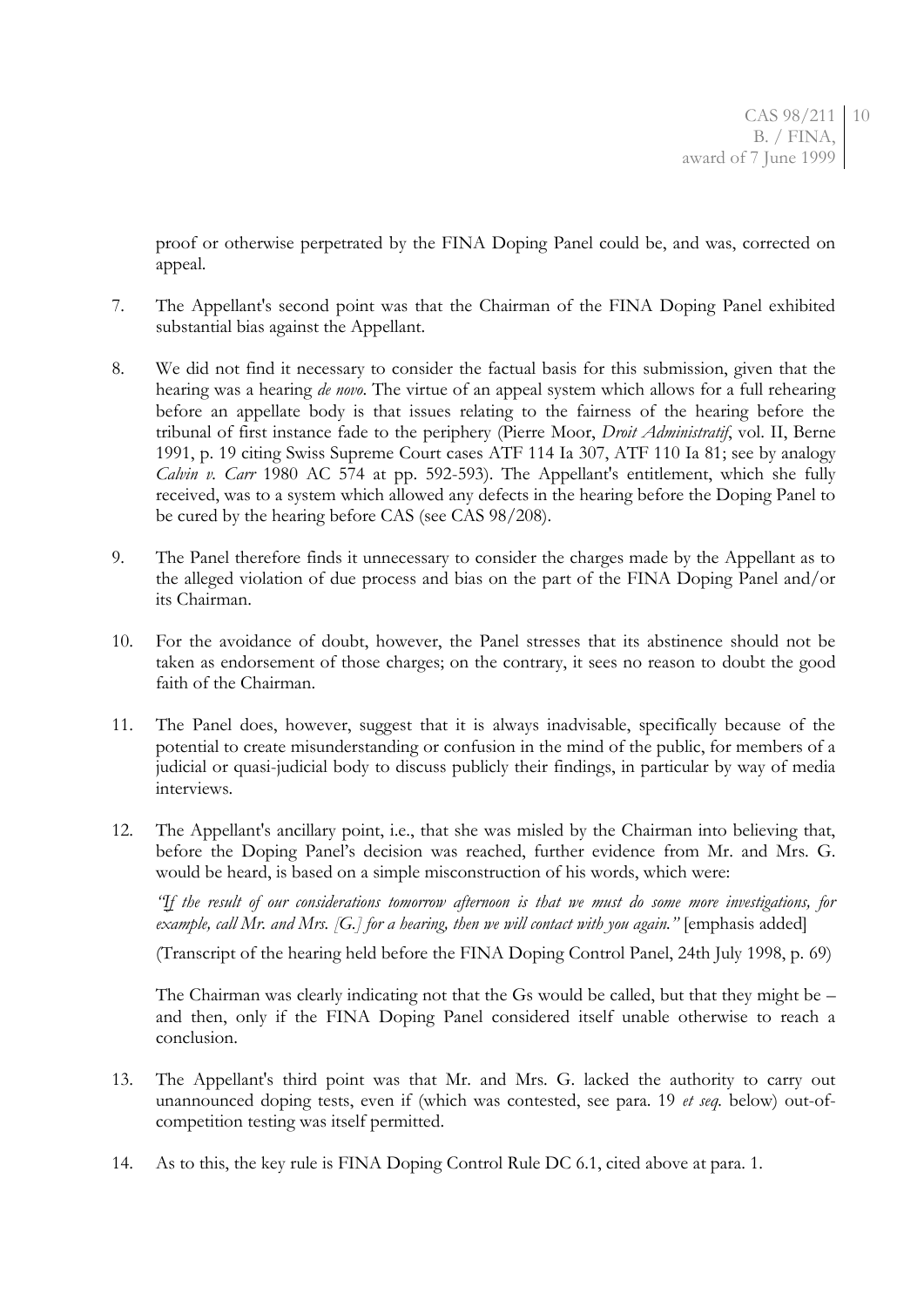proof or otherwise perpetrated by the FINA Doping Panel could be, and was, corrected on appeal.

7. The Appellant's second point was that the Chairman of the FINA Doping Panel exhibited substantial bias against the Appellant.

8. We did not find it necessary to consider the factual basis for this submission, given that the hearing was a hearing *de novo*. The virtue of an appeal system which allows for a full rehearing before an appellate body is that issues relating to the fairness of the hearing before the tribunal of first instance fade to the periphery (Pierre Moor, *Droit Administratif*, vol. II, Berne 1991, p. 19 citing Swiss Supreme Court cases ATF 114 Ia 307, ATF 110 Ia 81; see by analogy *Calvin v. Carr* 1980 AC 574 at pp. 592-593). The Appellant's entitlement, which she fully received, was to a system which allowed any defects in the hearing before the Doping Panel to be cured by the hearing before CAS (see CAS 98/208).

9. The Panel therefore finds it unnecessary to consider the charges made by the Appellant as to the alleged violation of due process and bias on the part of the FINA Doping Panel and/or its Chairman.

10. For the avoidance of doubt, however, the Panel stresses that its abstinence should not be taken as endorsement of those charges; on the contrary, it sees no reason to doubt the good faith of the Chairman.

11. The Panel does, however, suggest that it is always inadvisable, specifically because of the potential to create misunderstanding or confusion in the mind of the public, for members of a judicial or quasi-judicial body to discuss publicly their findings, in particular by way of media interviews.

12. The Appellant's ancillary point, i.e., that she was misled by the Chairman into believing that, before the Doping Panel's decision was reached, further evidence from Mr. and Mrs. G. would be heard, is based on a simple misconstruction of his words, which were:

    *"If the result of our considerations tomorrow afternoon is that we must do some more investigations, for example, call Mr. and Mrs. [G.] for a hearing, then we will contact with you again."* [emphasis added]

    (Transcript of the hearing held before the FINA Doping Control Panel, 24th July 1998, p. 69)

    The Chairman was clearly indicating not that the Gs would be called, but that they might be – and then, only if the FINA Doping Panel considered itself unable otherwise to reach a conclusion.

13. The Appellant's third point was that Mr. and Mrs. G. lacked the authority to carry out unannounced doping tests, even if (which was contested, see para. 19 *et seq.* below) out-of-competition testing was itself permitted.

14. As to this, the key rule is FINA Doping Control Rule DC 6.1, cited above at para. 1.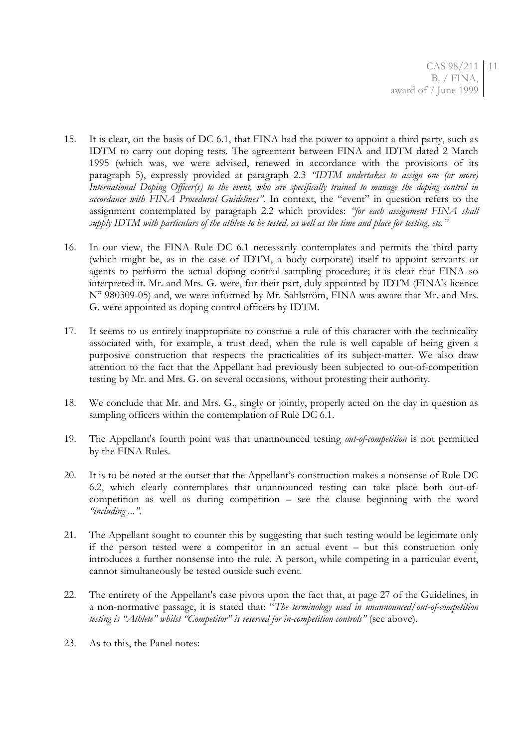15. It is clear, on the basis of DC 6.1, that FINA had the power to appoint a third party, such as IDTM to carry out doping tests. The agreement between FINA and IDTM dated 2 March 1995 (which was, we were advised, renewed in accordance with the provisions of its paragraph 5), expressly provided at paragraph 2.3 *"IDTM undertakes to assign one (or more) International Doping Officer(s) to the event, who are specifically trained to manage the doping control in accordance with FINA Procedural Guidelines"*. In context, the "event" in question refers to the assignment contemplated by paragraph 2.2 which provides: *"for each assignment FINA shall supply IDTM with particulars of the athlete to be tested, as well as the time and place for testing, etc."*

16. In our view, the FINA Rule DC 6.1 necessarily contemplates and permits the third party (which might be, as in the case of IDTM, a body corporate) itself to appoint servants or agents to perform the actual doping control sampling procedure; it is clear that FINA so interpreted it. Mr. and Mrs. G. were, for their part, duly appointed by IDTM (FINA's licence N° 980309-05) and, we were informed by Mr. Sahlström, FINA was aware that Mr. and Mrs. G. were appointed as doping control officers by IDTM.

17. It seems to us entirely inappropriate to construe a rule of this character with the technicality associated with, for example, a trust deed, when the rule is well capable of being given a purposive construction that respects the practicalities of its subject-matter. We also draw attention to the fact that the Appellant had previously been subjected to out-of-competition testing by Mr. and Mrs. G. on several occasions, without protesting their authority.

18. We conclude that Mr. and Mrs. G., singly or jointly, properly acted on the day in question as sampling officers within the contemplation of Rule DC 6.1.

19. The Appellant's fourth point was that unannounced testing *out-of-competition* is not permitted by the FINA Rules.

20. It is to be noted at the outset that the Appellant's construction makes a nonsense of Rule DC 6.2, which clearly contemplates that unannounced testing can take place both out-of-competition as well as during competition – see the clause beginning with the word *"including ..."*.

21. The Appellant sought to counter this by suggesting that such testing would be legitimate only if the person tested were a competitor in an actual event – but this construction only introduces a further nonsense into the rule. A person, while competing in a particular event, cannot simultaneously be tested outside such event.

22. The entirety of the Appellant's case pivots upon the fact that, at page 27 of the Guidelines, in a non-normative passage, it is stated that: "*The terminology used in unannounced/out-of-competition testing is "Athlete" whilst "Competitor" is reserved for in-competition controls"* (see above).

23. As to this, the Panel notes: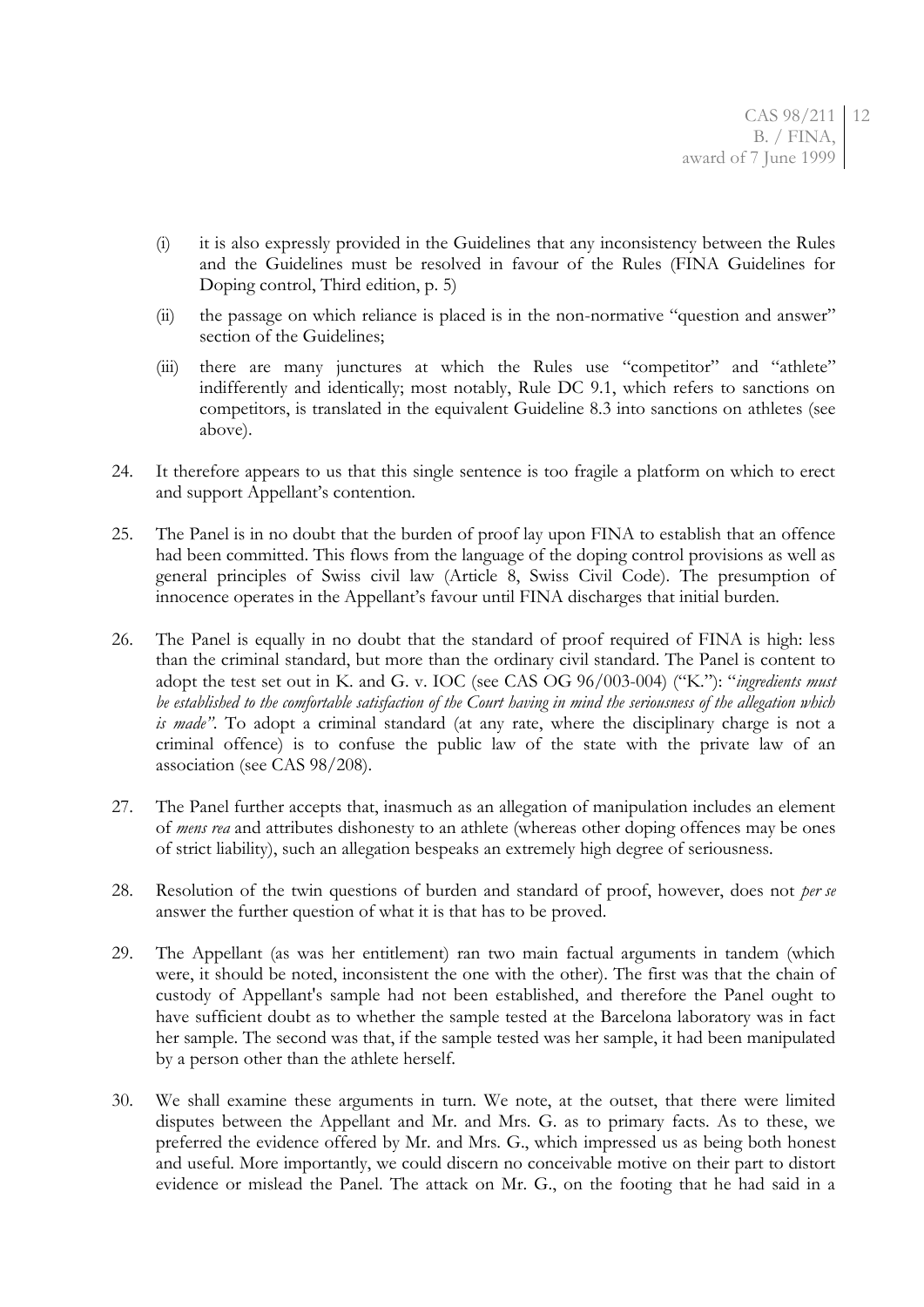(i) it is also expressly provided in the Guidelines that any inconsistency between the Rules and the Guidelines must be resolved in favour of the Rules (FINA Guidelines for Doping control, Third edition, p. 5)

(ii) the passage on which reliance is placed is in the non-normative "question and answer" section of the Guidelines;

(iii) there are many junctures at which the Rules use "competitor" and "athlete" indifferently and identically; most notably, Rule DC 9.1, which refers to sanctions on competitors, is translated in the equivalent Guideline 8.3 into sanctions on athletes (see above).

24. It therefore appears to us that this single sentence is too fragile a platform on which to erect and support Appellant's contention.

25. The Panel is in no doubt that the burden of proof lay upon FINA to establish that an offence had been committed. This flows from the language of the doping control provisions as well as general principles of Swiss civil law (Article 8, Swiss Civil Code). The presumption of innocence operates in the Appellant's favour until FINA discharges that initial burden.

26. The Panel is equally in no doubt that the standard of proof required of FINA is high: less than the criminal standard, but more than the ordinary civil standard. The Panel is content to adopt the test set out in K. and G. v. IOC (see CAS OG 96/003-004) ("K."): "*ingredients must be established to the comfortable satisfaction of the Court having in mind the seriousness of the allegation which is made"*. To adopt a criminal standard (at any rate, where the disciplinary charge is not a criminal offence) is to confuse the public law of the state with the private law of an association (see CAS 98/208).

27. The Panel further accepts that, inasmuch as an allegation of manipulation includes an element of *mens rea* and attributes dishonesty to an athlete (whereas other doping offences may be ones of strict liability), such an allegation bespeaks an extremely high degree of seriousness.

28. Resolution of the twin questions of burden and standard of proof, however, does not *per se* answer the further question of what it is that has to be proved.

29. The Appellant (as was her entitlement) ran two main factual arguments in tandem (which were, it should be noted, inconsistent the one with the other). The first was that the chain of custody of Appellant's sample had not been established, and therefore the Panel ought to have sufficient doubt as to whether the sample tested at the Barcelona laboratory was in fact her sample. The second was that, if the sample tested was her sample, it had been manipulated by a person other than the athlete herself.

30. We shall examine these arguments in turn. We note, at the outset, that there were limited disputes between the Appellant and Mr. and Mrs. G. as to primary facts. As to these, we preferred the evidence offered by Mr. and Mrs. G., which impressed us as being both honest and useful. More importantly, we could discern no conceivable motive on their part to distort evidence or mislead the Panel. The attack on Mr. G., on the footing that he had said in a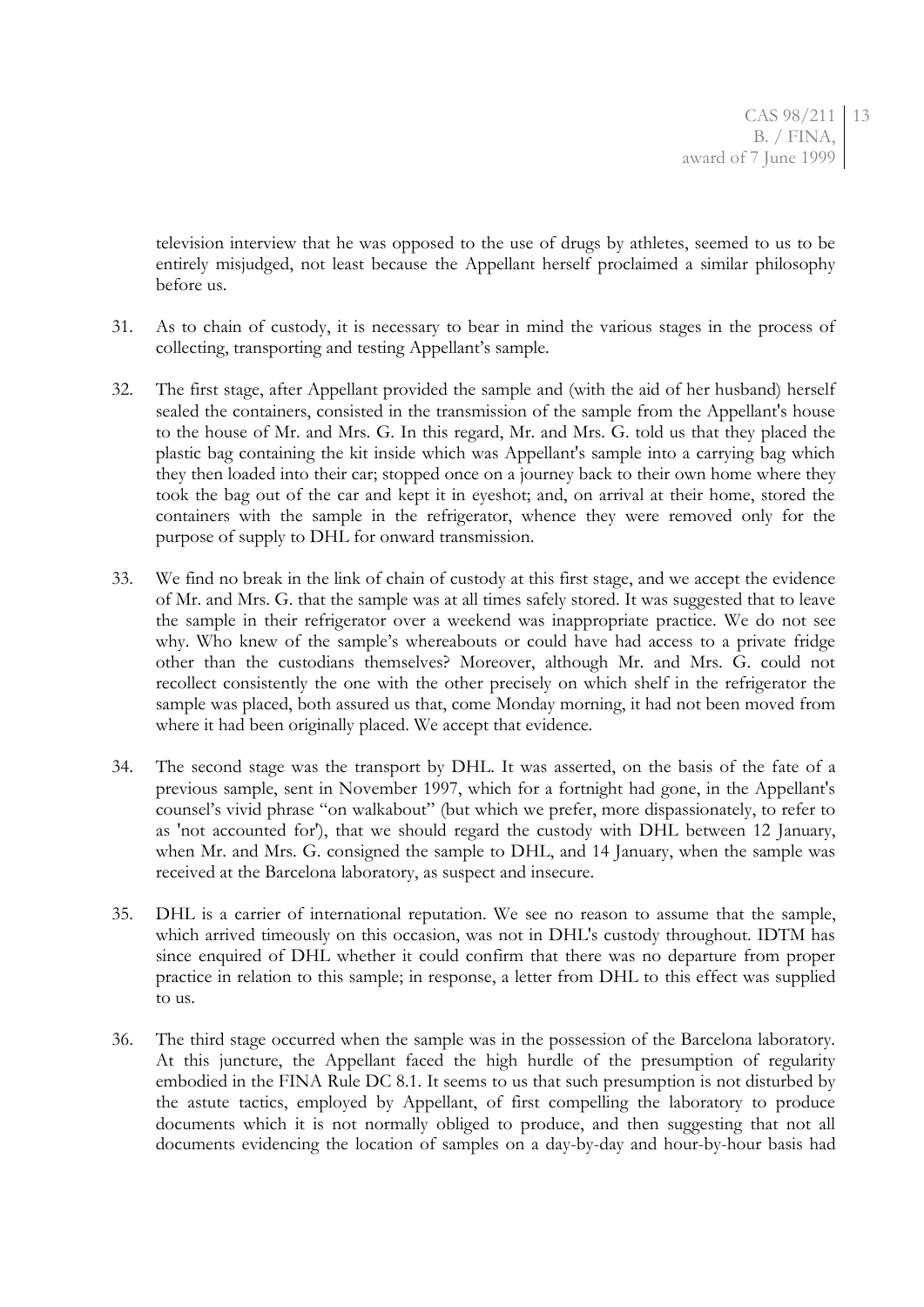television interview that he was opposed to the use of drugs by athletes, seemed to us to be entirely misjudged, not least because the Appellant herself proclaimed a similar philosophy before us.

31. As to chain of custody, it is necessary to bear in mind the various stages in the process of collecting, transporting and testing Appellant's sample.

32. The first stage, after Appellant provided the sample and (with the aid of her husband) herself sealed the containers, consisted in the transmission of the sample from the Appellant's house to the house of Mr. and Mrs. G. In this regard, Mr. and Mrs. G. told us that they placed the plastic bag containing the kit inside which was Appellant's sample into a carrying bag which they then loaded into their car; stopped once on a journey back to their own home where they took the bag out of the car and kept it in eyeshot; and, on arrival at their home, stored the containers with the sample in the refrigerator, whence they were removed only for the purpose of supply to DHL for onward transmission.

33. We find no break in the link of chain of custody at this first stage, and we accept the evidence of Mr. and Mrs. G. that the sample was at all times safely stored. It was suggested that to leave the sample in their refrigerator over a weekend was inappropriate practice. We do not see why. Who knew of the sample's whereabouts or could have had access to a private fridge other than the custodians themselves? Moreover, although Mr. and Mrs. G. could not recollect consistently the one with the other precisely on which shelf in the refrigerator the sample was placed, both assured us that, come Monday morning, it had not been moved from where it had been originally placed. We accept that evidence.

34. The second stage was the transport by DHL. It was asserted, on the basis of the fate of a previous sample, sent in November 1997, which for a fortnight had gone, in the Appellant's counsel's vivid phrase "on walkabout" (but which we prefer, more dispassionately, to refer to as 'not accounted for'), that we should regard the custody with DHL between 12 January, when Mr. and Mrs. G. consigned the sample to DHL, and 14 January, when the sample was received at the Barcelona laboratory, as suspect and insecure.

35. DHL is a carrier of international reputation. We see no reason to assume that the sample, which arrived timeously on this occasion, was not in DHL's custody throughout. IDTM has since enquired of DHL whether it could confirm that there was no departure from proper practice in relation to this sample; in response, a letter from DHL to this effect was supplied to us.

36. The third stage occurred when the sample was in the possession of the Barcelona laboratory. At this juncture, the Appellant faced the high hurdle of the presumption of regularity embodied in the FINA Rule DC 8.1. It seems to us that such presumption is not disturbed by the astute tactics, employed by Appellant, of first compelling the laboratory to produce documents which it is not normally obliged to produce, and then suggesting that not all documents evidencing the location of samples on a day-by-day and hour-by-hour basis had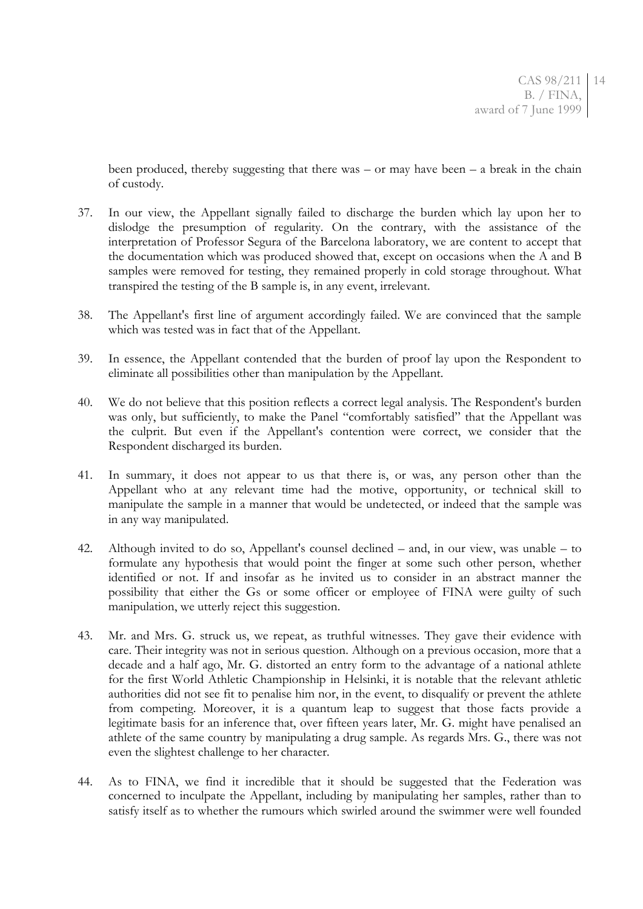been produced, thereby suggesting that there was – or may have been – a break in the chain of custody.

37. In our view, the Appellant signally failed to discharge the burden which lay upon her to dislodge the presumption of regularity. On the contrary, with the assistance of the interpretation of Professor Segura of the Barcelona laboratory, we are content to accept that the documentation which was produced showed that, except on occasions when the A and B samples were removed for testing, they remained properly in cold storage throughout. What transpired the testing of the B sample is, in any event, irrelevant.

38. The Appellant's first line of argument accordingly failed. We are convinced that the sample which was tested was in fact that of the Appellant.

39. In essence, the Appellant contended that the burden of proof lay upon the Respondent to eliminate all possibilities other than manipulation by the Appellant.

40. We do not believe that this position reflects a correct legal analysis. The Respondent's burden was only, but sufficiently, to make the Panel "comfortably satisfied" that the Appellant was the culprit. But even if the Appellant's contention were correct, we consider that the Respondent discharged its burden.

41. In summary, it does not appear to us that there is, or was, any person other than the Appellant who at any relevant time had the motive, opportunity, or technical skill to manipulate the sample in a manner that would be undetected, or indeed that the sample was in any way manipulated.

42. Although invited to do so, Appellant's counsel declined – and, in our view, was unable – to formulate any hypothesis that would point the finger at some such other person, whether identified or not. If and insofar as he invited us to consider in an abstract manner the possibility that either the Gs or some officer or employee of FINA were guilty of such manipulation, we utterly reject this suggestion.

43. Mr. and Mrs. G. struck us, we repeat, as truthful witnesses. They gave their evidence with care. Their integrity was not in serious question. Although on a previous occasion, more that a decade and a half ago, Mr. G. distorted an entry form to the advantage of a national athlete for the first World Athletic Championship in Helsinki, it is notable that the relevant athletic authorities did not see fit to penalise him nor, in the event, to disqualify or prevent the athlete from competing. Moreover, it is a quantum leap to suggest that those facts provide a legitimate basis for an inference that, over fifteen years later, Mr. G. might have penalised an athlete of the same country by manipulating a drug sample. As regards Mrs. G., there was not even the slightest challenge to her character.

44. As to FINA, we find it incredible that it should be suggested that the Federation was concerned to inculpate the Appellant, including by manipulating her samples, rather than to satisfy itself as to whether the rumours which swirled around the swimmer were well founded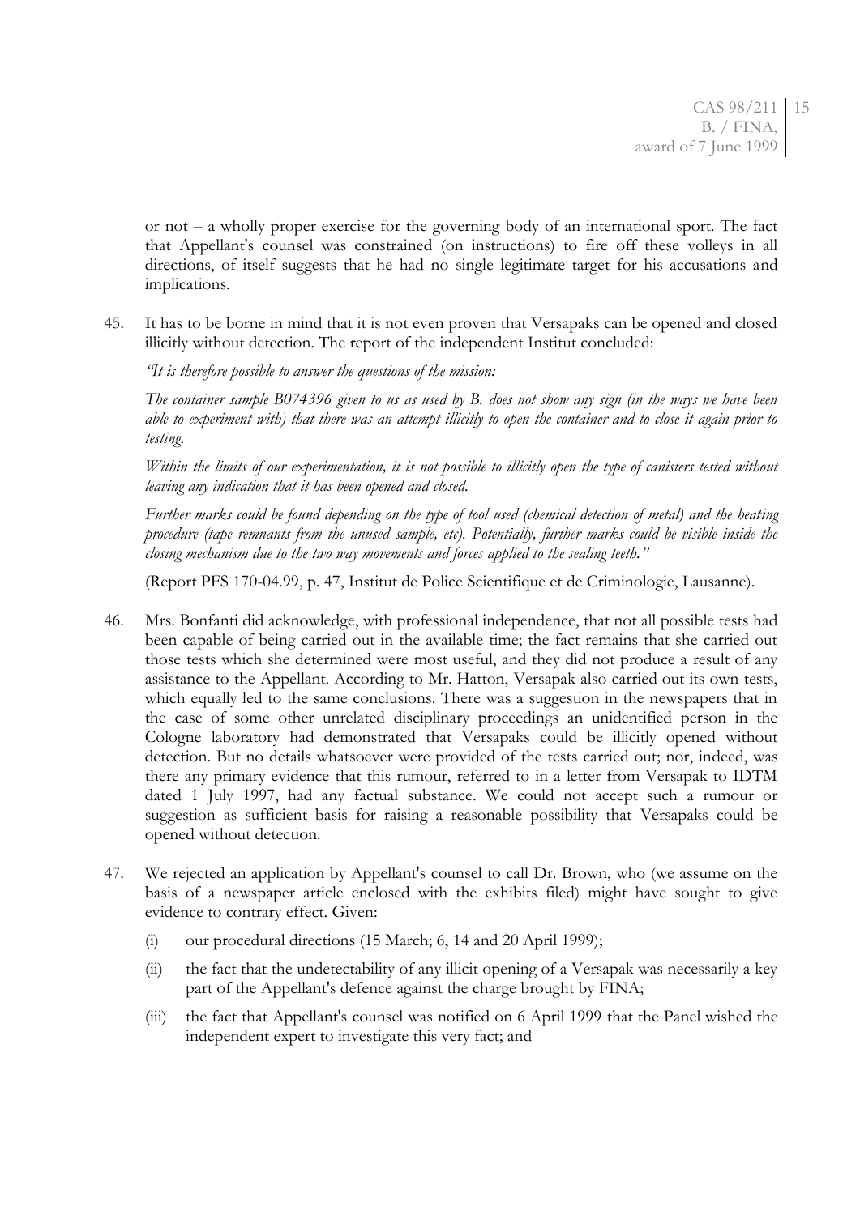or not – a wholly proper exercise for the governing body of an international sport. The fact that Appellant's counsel was constrained (on instructions) to fire off these volleys in all directions, of itself suggests that he had no single legitimate target for his accusations and implications.

45. It has to be borne in mind that it is not even proven that Versapaks can be opened and closed illicitly without detection. The report of the independent Institut concluded:

*"It is therefore possible to answer the questions of the mission:*

*The container sample B074396 given to us as used by B. does not show any sign (in the ways we have been able to experiment with) that there was an attempt illicitly to open the container and to close it again prior to testing.*

*Within the limits of our experimentation, it is not possible to illicitly open the type of canisters tested without leaving any indication that it has been opened and closed.*

*Further marks could be found depending on the type of tool used (chemical detection of metal) and the heating procedure (tape remnants from the unused sample, etc). Potentially, further marks could be visible inside the closing mechanism due to the two way movements and forces applied to the sealing teeth."*

(Report PFS 170-04.99, p. 47, Institut de Police Scientifique et de Criminologie, Lausanne).

46. Mrs. Bonfanti did acknowledge, with professional independence, that not all possible tests had been capable of being carried out in the available time; the fact remains that she carried out those tests which she determined were most useful, and they did not produce a result of any assistance to the Appellant. According to Mr. Hatton, Versapak also carried out its own tests, which equally led to the same conclusions. There was a suggestion in the newspapers that in the case of some other unrelated disciplinary proceedings an unidentified person in the Cologne laboratory had demonstrated that Versapaks could be illicitly opened without detection. But no details whatsoever were provided of the tests carried out; nor, indeed, was there any primary evidence that this rumour, referred to in a letter from Versapak to IDTM dated 1 July 1997, had any factual substance. We could not accept such a rumour or suggestion as sufficient basis for raising a reasonable possibility that Versapaks could be opened without detection.

47. We rejected an application by Appellant's counsel to call Dr. Brown, who (we assume on the basis of a newspaper article enclosed with the exhibits filed) might have sought to give evidence to contrary effect. Given:

    (i) our procedural directions (15 March; 6, 14 and 20 April 1999);

    (ii) the fact that the undetectability of any illicit opening of a Versapak was necessarily a key part of the Appellant's defence against the charge brought by FINA;

    (iii) the fact that Appellant's counsel was notified on 6 April 1999 that the Panel wished the independent expert to investigate this very fact; and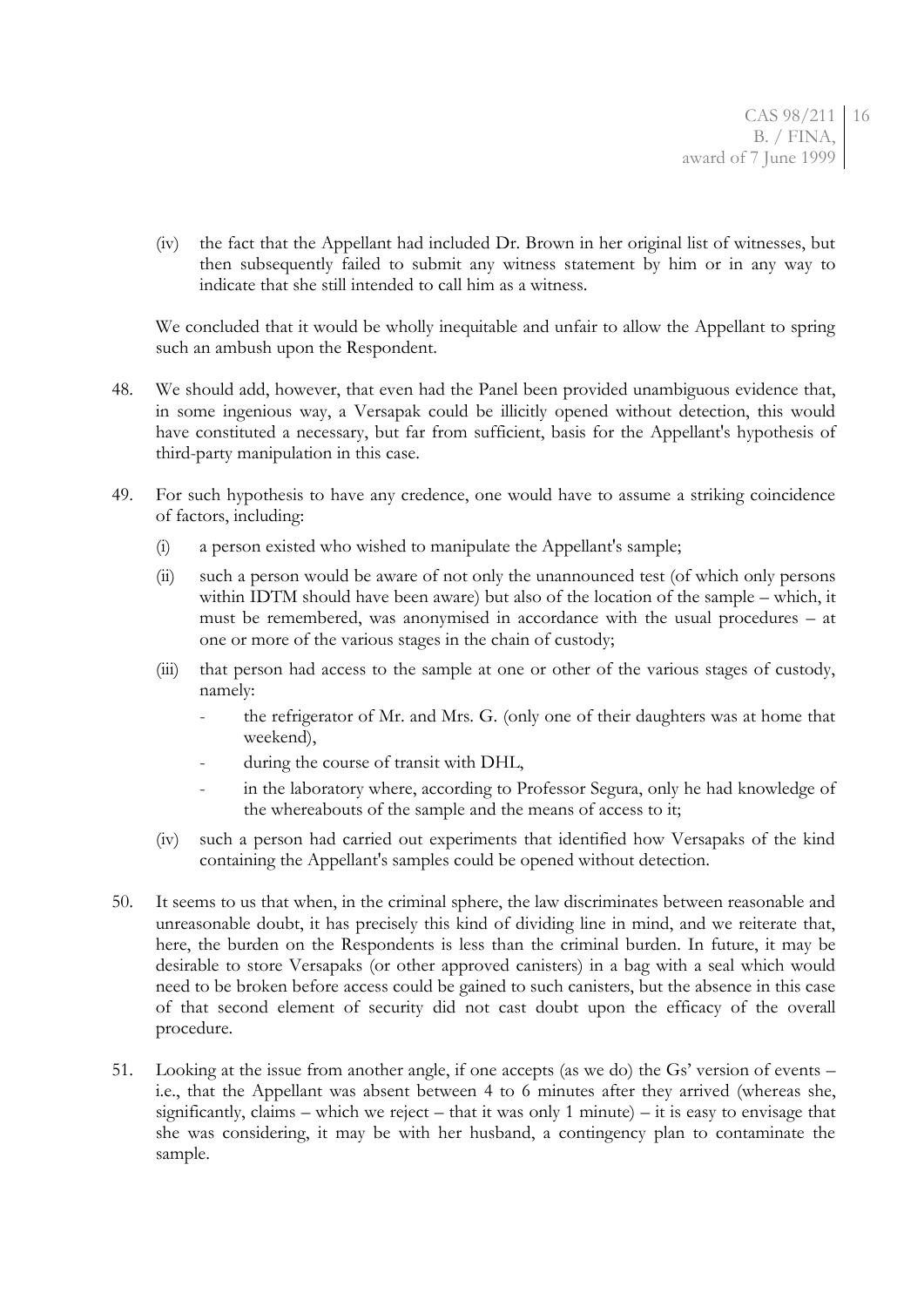(iv) the fact that the Appellant had included Dr. Brown in her original list of witnesses, but then subsequently failed to submit any witness statement by him or in any way to indicate that she still intended to call him as a witness.

We concluded that it would be wholly inequitable and unfair to allow the Appellant to spring such an ambush upon the Respondent.

48. We should add, however, that even had the Panel been provided unambiguous evidence that, in some ingenious way, a Versapak could be illicitly opened without detection, this would have constituted a necessary, but far from sufficient, basis for the Appellant's hypothesis of third-party manipulation in this case.

49. For such hypothesis to have any credence, one would have to assume a striking coincidence of factors, including:

   (i) a person existed who wished to manipulate the Appellant's sample;

   (ii) such a person would be aware of not only the unannounced test (of which only persons within IDTM should have been aware) but also of the location of the sample – which, it must be remembered, was anonymised in accordance with the usual procedures – at one or more of the various stages in the chain of custody;

   (iii) that person had access to the sample at one or other of the various stages of custody, namely:

      - the refrigerator of Mr. and Mrs. G. (only one of their daughters was at home that weekend),
      - during the course of transit with DHL,
      - in the laboratory where, according to Professor Segura, only he had knowledge of the whereabouts of the sample and the means of access to it;

   (iv) such a person had carried out experiments that identified how Versapaks of the kind containing the Appellant's samples could be opened without detection.

50. It seems to us that when, in the criminal sphere, the law discriminates between reasonable and unreasonable doubt, it has precisely this kind of dividing line in mind, and we reiterate that, here, the burden on the Respondents is less than the criminal burden. In future, it may be desirable to store Versapaks (or other approved canisters) in a bag with a seal which would need to be broken before access could be gained to such canisters, but the absence in this case of that second element of security did not cast doubt upon the efficacy of the overall procedure.

51. Looking at the issue from another angle, if one accepts (as we do) the Gs' version of events – i.e., that the Appellant was absent between 4 to 6 minutes after they arrived (whereas she, significantly, claims – which we reject – that it was only 1 minute) – it is easy to envisage that she was considering, it may be with her husband, a contingency plan to contaminate the sample.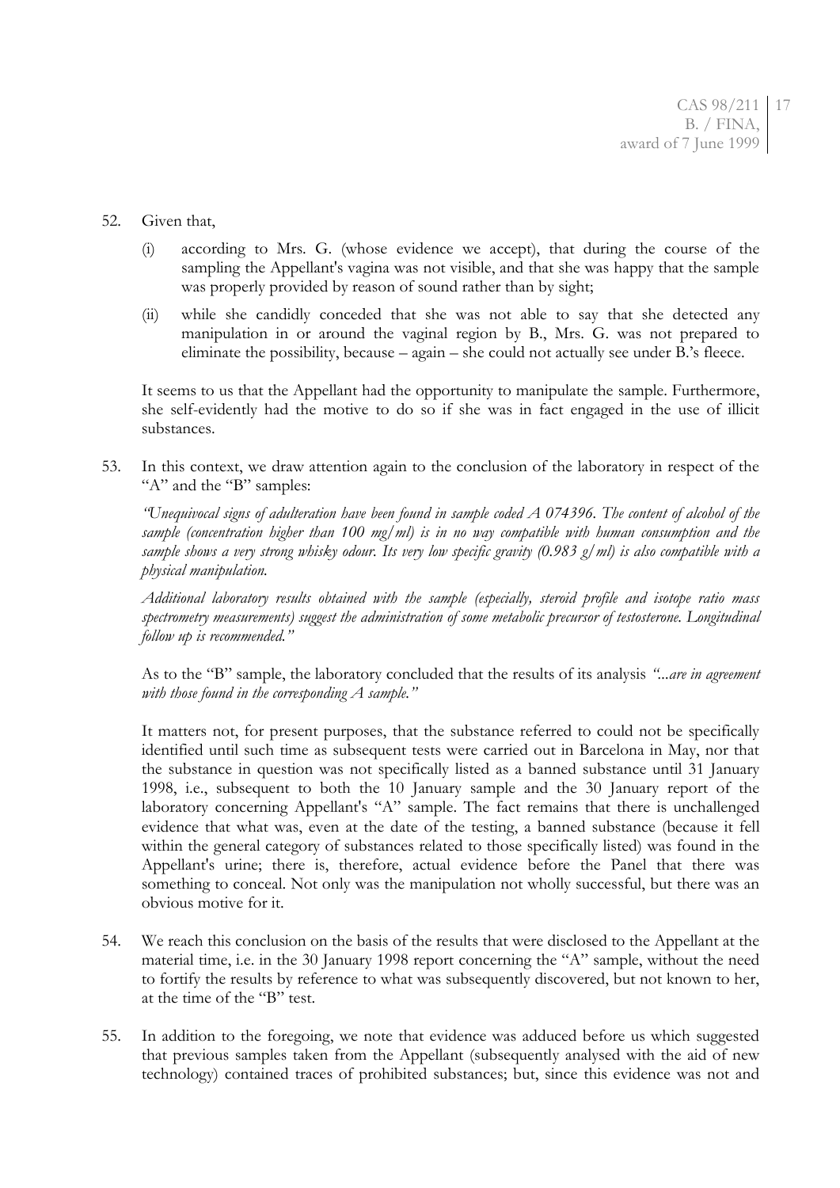52. Given that,

    (i) according to Mrs. G. (whose evidence we accept), that during the course of the sampling the Appellant's vagina was not visible, and that she was happy that the sample was properly provided by reason of sound rather than by sight;

    (ii) while she candidly conceded that she was not able to say that she detected any manipulation in or around the vaginal region by B., Mrs. G. was not prepared to eliminate the possibility, because – again – she could not actually see under B.'s fleece.

    It seems to us that the Appellant had the opportunity to manipulate the sample. Furthermore, she self-evidently had the motive to do so if she was in fact engaged in the use of illicit substances.

53. In this context, we draw attention again to the conclusion of the laboratory in respect of the "A" and the "B" samples:

    *"Unequivocal signs of adulteration have been found in sample coded A 074396. The content of alcohol of the sample (concentration higher than 100 mg/ml) is in no way compatible with human consumption and the sample shows a very strong whisky odour. Its very low specific gravity (0.983 g/ml) is also compatible with a physical manipulation.*

    *Additional laboratory results obtained with the sample (especially, steroid profile and isotope ratio mass spectrometry measurements) suggest the administration of some metabolic precursor of testosterone. Longitudinal follow up is recommended."*

    As to the "B" sample, the laboratory concluded that the results of its analysis *"...are in agreement with those found in the corresponding A sample."*

    It matters not, for present purposes, that the substance referred to could not be specifically identified until such time as subsequent tests were carried out in Barcelona in May, nor that the substance in question was not specifically listed as a banned substance until 31 January 1998, i.e., subsequent to both the 10 January sample and the 30 January report of the laboratory concerning Appellant's "A" sample. The fact remains that there is unchallenged evidence that what was, even at the date of the testing, a banned substance (because it fell within the general category of substances related to those specifically listed) was found in the Appellant's urine; there is, therefore, actual evidence before the Panel that there was something to conceal. Not only was the manipulation not wholly successful, but there was an obvious motive for it.

54. We reach this conclusion on the basis of the results that were disclosed to the Appellant at the material time, i.e. in the 30 January 1998 report concerning the "A" sample, without the need to fortify the results by reference to what was subsequently discovered, but not known to her, at the time of the "B" test.

55. In addition to the foregoing, we note that evidence was adduced before us which suggested that previous samples taken from the Appellant (subsequently analysed with the aid of new technology) contained traces of prohibited substances; but, since this evidence was not and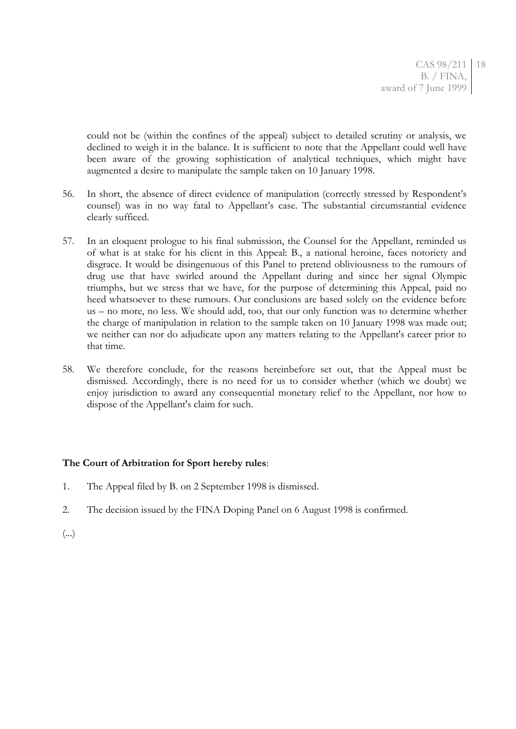could not be (within the confines of the appeal) subject to detailed scrutiny or analysis, we declined to weigh it in the balance. It is sufficient to note that the Appellant could well have been aware of the growing sophistication of analytical techniques, which might have augmented a desire to manipulate the sample taken on 10 January 1998.

56. In short, the absence of direct evidence of manipulation (correctly stressed by Respondent's counsel) was in no way fatal to Appellant's case. The substantial circumstantial evidence clearly sufficed.

57. In an eloquent prologue to his final submission, the Counsel for the Appellant, reminded us of what is at stake for his client in this Appeal: B., a national heroine, faces notoriety and disgrace. It would be disingenuous of this Panel to pretend obliviousness to the rumours of drug use that have swirled around the Appellant during and since her signal Olympic triumphs, but we stress that we have, for the purpose of determining this Appeal, paid no heed whatsoever to these rumours. Our conclusions are based solely on the evidence before us – no more, no less. We should add, too, that our only function was to determine whether the charge of manipulation in relation to the sample taken on 10 January 1998 was made out; we neither can nor do adjudicate upon any matters relating to the Appellant's career prior to that time.

58. We therefore conclude, for the reasons hereinbefore set out, that the Appeal must be dismissed. Accordingly, there is no need for us to consider whether (which we doubt) we enjoy jurisdiction to award any consequential monetary relief to the Appellant, nor how to dispose of the Appellant's claim for such.

**The Court of Arbitration for Sport hereby rules**:

1. The Appeal filed by B. on 2 September 1998 is dismissed.

2. The decision issued by the FINA Doping Panel on 6 August 1998 is confirmed.

(...)